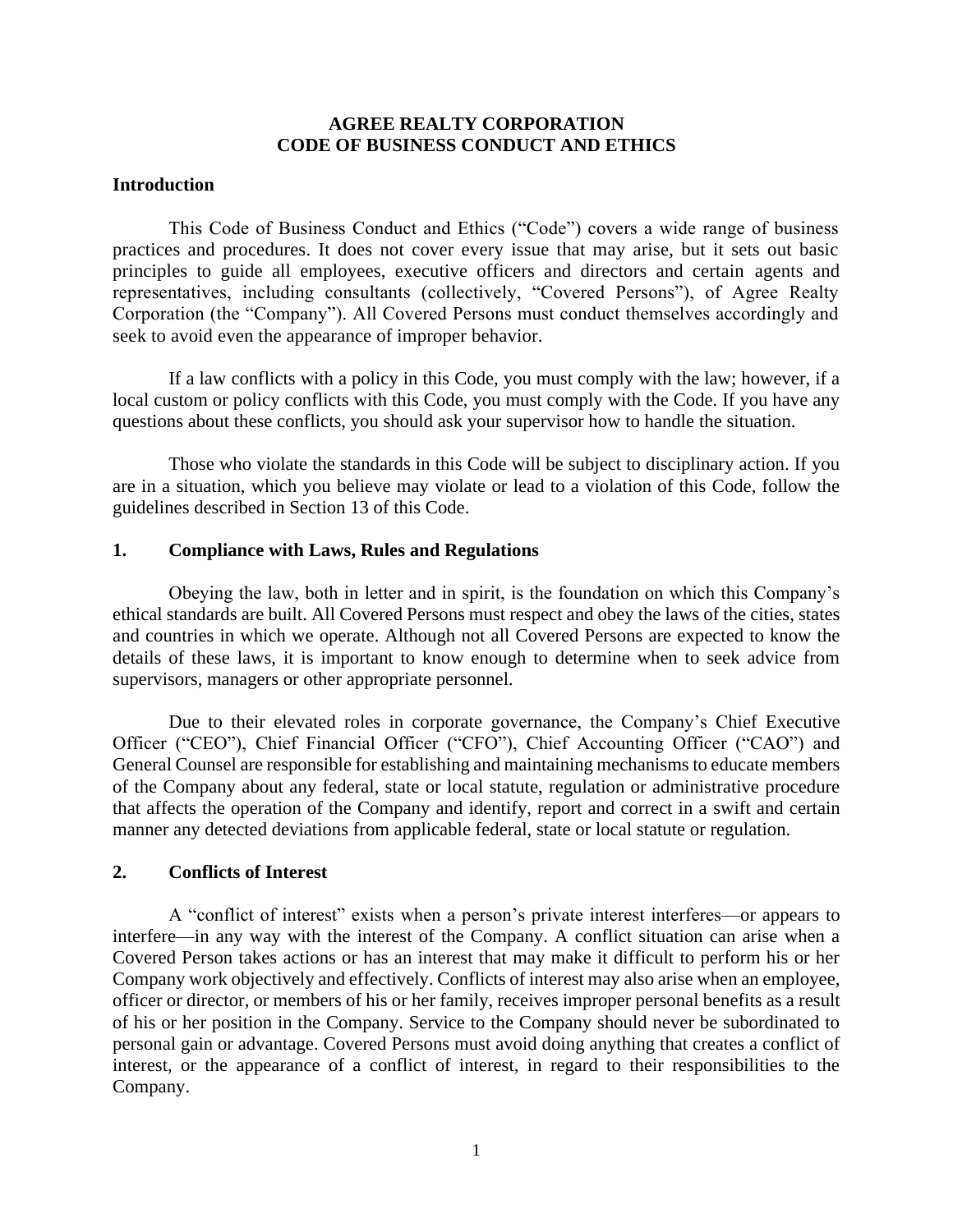# AGREE REALTY CORPORATION
# CODE OF BUSINESS CONDUCT AND ETHICS

## Introduction

This Code of Business Conduct and Ethics ("Code") covers a wide range of business practices and procedures. It does not cover every issue that may arise, but it sets out basic principles to guide all employees, executive officers and directors and certain agents and representatives, including consultants (collectively, "Covered Persons"), of Agree Realty Corporation (the "Company"). All Covered Persons must conduct themselves accordingly and seek to avoid even the appearance of improper behavior.

If a law conflicts with a policy in this Code, you must comply with the law; however, if a local custom or policy conflicts with this Code, you must comply with the Code. If you have any questions about these conflicts, you should ask your supervisor how to handle the situation.

Those who violate the standards in this Code will be subject to disciplinary action. If you are in a situation, which you believe may violate or lead to a violation of this Code, follow the guidelines described in Section 13 of this Code.

## 1. Compliance with Laws, Rules and Regulations

Obeying the law, both in letter and in spirit, is the foundation on which this Company's ethical standards are built. All Covered Persons must respect and obey the laws of the cities, states and countries in which we operate. Although not all Covered Persons are expected to know the details of these laws, it is important to know enough to determine when to seek advice from supervisors, managers or other appropriate personnel.

Due to their elevated roles in corporate governance, the Company's Chief Executive Officer ("CEO"), Chief Financial Officer ("CFO"), Chief Accounting Officer ("CAO") and General Counsel are responsible for establishing and maintaining mechanisms to educate members of the Company about any federal, state or local statute, regulation or administrative procedure that affects the operation of the Company and identify, report and correct in a swift and certain manner any detected deviations from applicable federal, state or local statute or regulation.

## 2. Conflicts of Interest

A "conflict of interest" exists when a person's private interest interferes—or appears to interfere—in any way with the interest of the Company. A conflict situation can arise when a Covered Person takes actions or has an interest that may make it difficult to perform his or her Company work objectively and effectively. Conflicts of interest may also arise when an employee, officer or director, or members of his or her family, receives improper personal benefits as a result of his or her position in the Company. Service to the Company should never be subordinated to personal gain or advantage. Covered Persons must avoid doing anything that creates a conflict of interest, or the appearance of a conflict of interest, in regard to their responsibilities to the Company.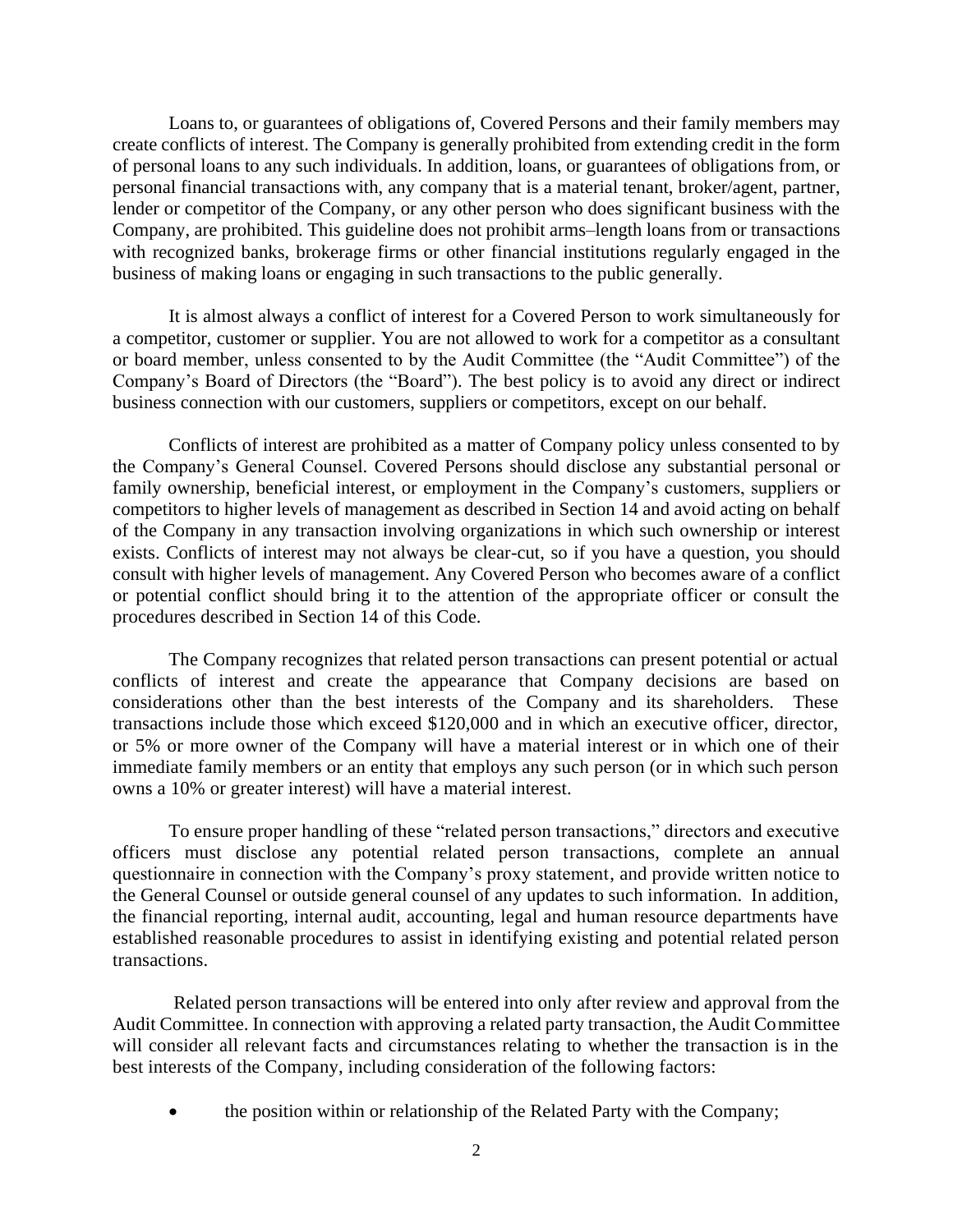Loans to, or guarantees of obligations of, Covered Persons and their family members may create conflicts of interest. The Company is generally prohibited from extending credit in the form of personal loans to any such individuals. In addition, loans, or guarantees of obligations from, or personal financial transactions with, any company that is a material tenant, broker/agent, partner, lender or competitor of the Company, or any other person who does significant business with the Company, are prohibited. This guideline does not prohibit arms–length loans from or transactions with recognized banks, brokerage firms or other financial institutions regularly engaged in the business of making loans or engaging in such transactions to the public generally.

It is almost always a conflict of interest for a Covered Person to work simultaneously for a competitor, customer or supplier. You are not allowed to work for a competitor as a consultant or board member, unless consented to by the Audit Committee (the "Audit Committee") of the Company's Board of Directors (the "Board"). The best policy is to avoid any direct or indirect business connection with our customers, suppliers or competitors, except on our behalf.

Conflicts of interest are prohibited as a matter of Company policy unless consented to by the Company's General Counsel. Covered Persons should disclose any substantial personal or family ownership, beneficial interest, or employment in the Company's customers, suppliers or competitors to higher levels of management as described in Section 14 and avoid acting on behalf of the Company in any transaction involving organizations in which such ownership or interest exists. Conflicts of interest may not always be clear-cut, so if you have a question, you should consult with higher levels of management. Any Covered Person who becomes aware of a conflict or potential conflict should bring it to the attention of the appropriate officer or consult the procedures described in Section 14 of this Code.

The Company recognizes that related person transactions can present potential or actual conflicts of interest and create the appearance that Company decisions are based on considerations other than the best interests of the Company and its shareholders. These transactions include those which exceed $120,000 and in which an executive officer, director, or 5% or more owner of the Company will have a material interest or in which one of their immediate family members or an entity that employs any such person (or in which such person owns a 10% or greater interest) will have a material interest.

To ensure proper handling of these "related person transactions," directors and executive officers must disclose any potential related person transactions, complete an annual questionnaire in connection with the Company's proxy statement, and provide written notice to the General Counsel or outside general counsel of any updates to such information. In addition, the financial reporting, internal audit, accounting, legal and human resource departments have established reasonable procedures to assist in identifying existing and potential related person transactions.

Related person transactions will be entered into only after review and approval from the Audit Committee. In connection with approving a related party transaction, the Audit Committee will consider all relevant facts and circumstances relating to whether the transaction is in the best interests of the Company, including consideration of the following factors:

- the position within or relationship of the Related Party with the Company;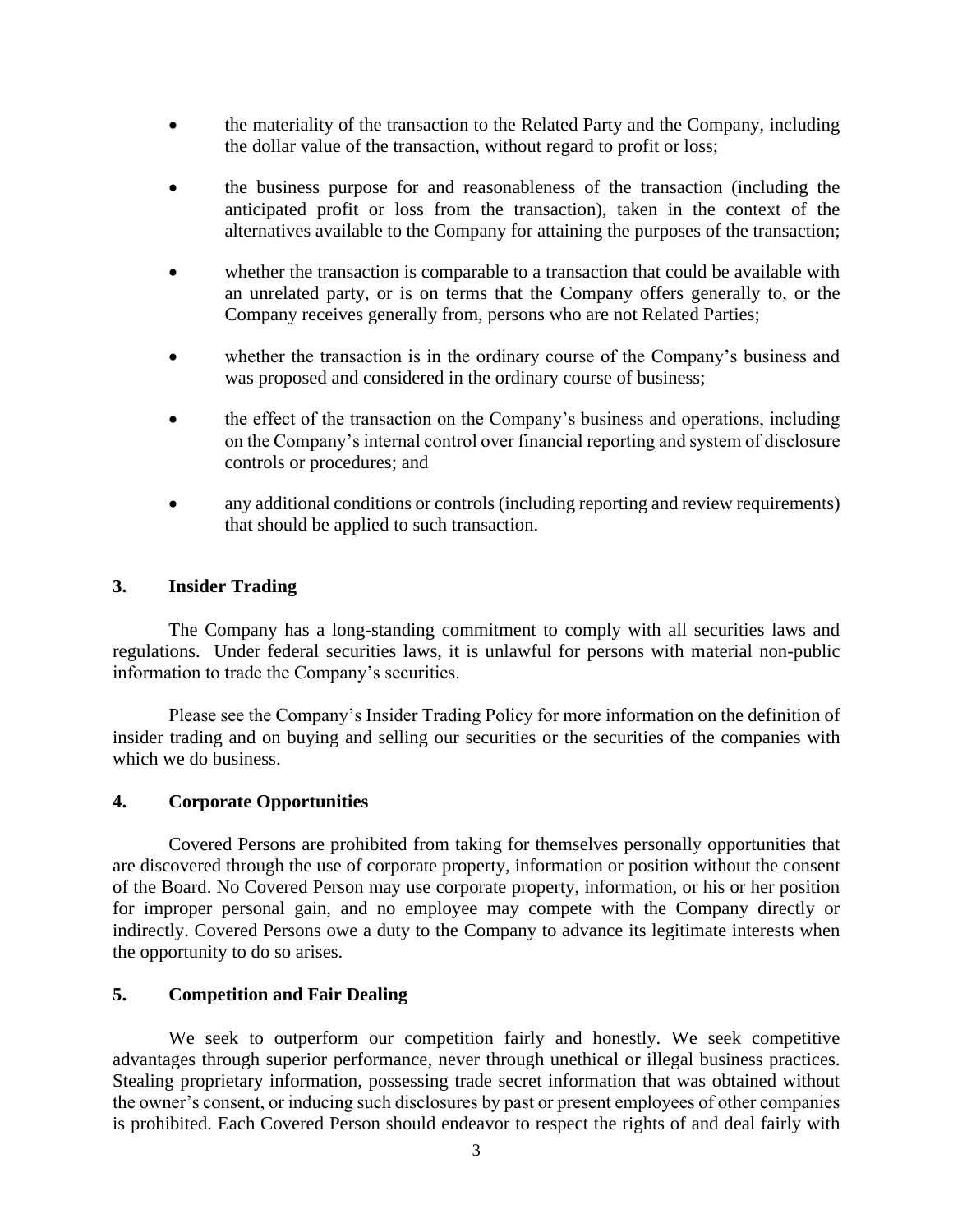- the materiality of the transaction to the Related Party and the Company, including the dollar value of the transaction, without regard to profit or loss;
- the business purpose for and reasonableness of the transaction (including the anticipated profit or loss from the transaction), taken in the context of the alternatives available to the Company for attaining the purposes of the transaction;
- whether the transaction is comparable to a transaction that could be available with an unrelated party, or is on terms that the Company offers generally to, or the Company receives generally from, persons who are not Related Parties;
- whether the transaction is in the ordinary course of the Company's business and was proposed and considered in the ordinary course of business;
- the effect of the transaction on the Company's business and operations, including on the Company's internal control over financial reporting and system of disclosure controls or procedures; and
- any additional conditions or controls (including reporting and review requirements) that should be applied to such transaction.

## 3. Insider Trading

The Company has a long-standing commitment to comply with all securities laws and regulations. Under federal securities laws, it is unlawful for persons with material non-public information to trade the Company's securities.

Please see the Company's Insider Trading Policy for more information on the definition of insider trading and on buying and selling our securities or the securities of the companies with which we do business.

## 4. Corporate Opportunities

Covered Persons are prohibited from taking for themselves personally opportunities that are discovered through the use of corporate property, information or position without the consent of the Board. No Covered Person may use corporate property, information, or his or her position for improper personal gain, and no employee may compete with the Company directly or indirectly. Covered Persons owe a duty to the Company to advance its legitimate interests when the opportunity to do so arises.

## 5. Competition and Fair Dealing

We seek to outperform our competition fairly and honestly. We seek competitive advantages through superior performance, never through unethical or illegal business practices. Stealing proprietary information, possessing trade secret information that was obtained without the owner's consent, or inducing such disclosures by past or present employees of other companies is prohibited. Each Covered Person should endeavor to respect the rights of and deal fairly with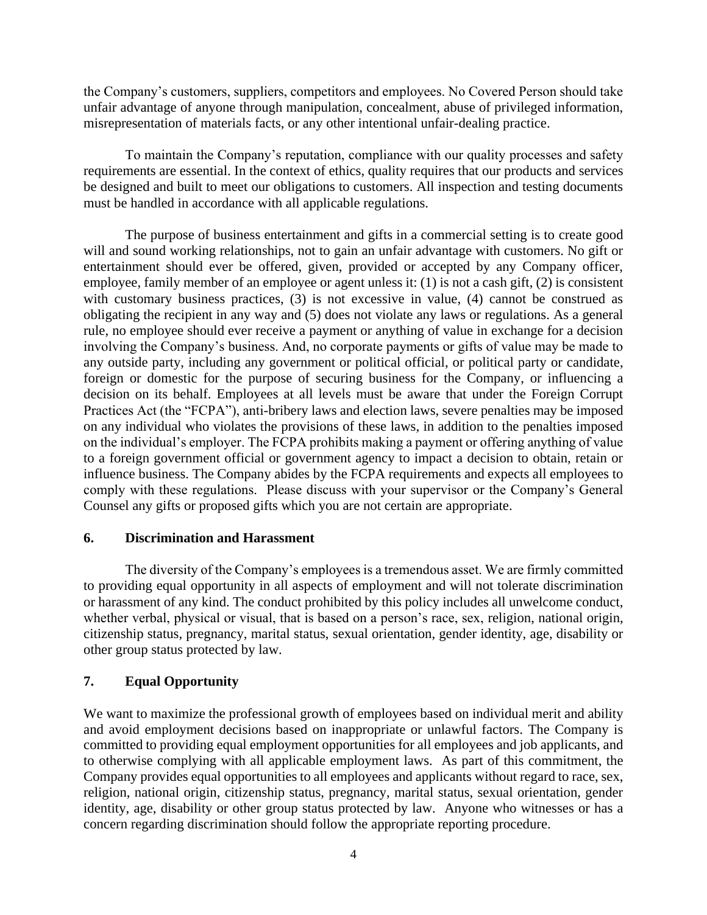the Company's customers, suppliers, competitors and employees. No Covered Person should take unfair advantage of anyone through manipulation, concealment, abuse of privileged information, misrepresentation of materials facts, or any other intentional unfair-dealing practice.

To maintain the Company's reputation, compliance with our quality processes and safety requirements are essential. In the context of ethics, quality requires that our products and services be designed and built to meet our obligations to customers. All inspection and testing documents must be handled in accordance with all applicable regulations.

The purpose of business entertainment and gifts in a commercial setting is to create good will and sound working relationships, not to gain an unfair advantage with customers. No gift or entertainment should ever be offered, given, provided or accepted by any Company officer, employee, family member of an employee or agent unless it: (1) is not a cash gift, (2) is consistent with customary business practices, (3) is not excessive in value, (4) cannot be construed as obligating the recipient in any way and (5) does not violate any laws or regulations. As a general rule, no employee should ever receive a payment or anything of value in exchange for a decision involving the Company's business. And, no corporate payments or gifts of value may be made to any outside party, including any government or political official, or political party or candidate, foreign or domestic for the purpose of securing business for the Company, or influencing a decision on its behalf. Employees at all levels must be aware that under the Foreign Corrupt Practices Act (the "FCPA"), anti-bribery laws and election laws, severe penalties may be imposed on any individual who violates the provisions of these laws, in addition to the penalties imposed on the individual's employer. The FCPA prohibits making a payment or offering anything of value to a foreign government official or government agency to impact a decision to obtain, retain or influence business. The Company abides by the FCPA requirements and expects all employees to comply with these regulations. Please discuss with your supervisor or the Company's General Counsel any gifts or proposed gifts which you are not certain are appropriate.

## 6. Discrimination and Harassment

The diversity of the Company's employees is a tremendous asset. We are firmly committed to providing equal opportunity in all aspects of employment and will not tolerate discrimination or harassment of any kind. The conduct prohibited by this policy includes all unwelcome conduct, whether verbal, physical or visual, that is based on a person's race, sex, religion, national origin, citizenship status, pregnancy, marital status, sexual orientation, gender identity, age, disability or other group status protected by law.

## 7. Equal Opportunity

We want to maximize the professional growth of employees based on individual merit and ability and avoid employment decisions based on inappropriate or unlawful factors. The Company is committed to providing equal employment opportunities for all employees and job applicants, and to otherwise complying with all applicable employment laws. As part of this commitment, the Company provides equal opportunities to all employees and applicants without regard to race, sex, religion, national origin, citizenship status, pregnancy, marital status, sexual orientation, gender identity, age, disability or other group status protected by law. Anyone who witnesses or has a concern regarding discrimination should follow the appropriate reporting procedure.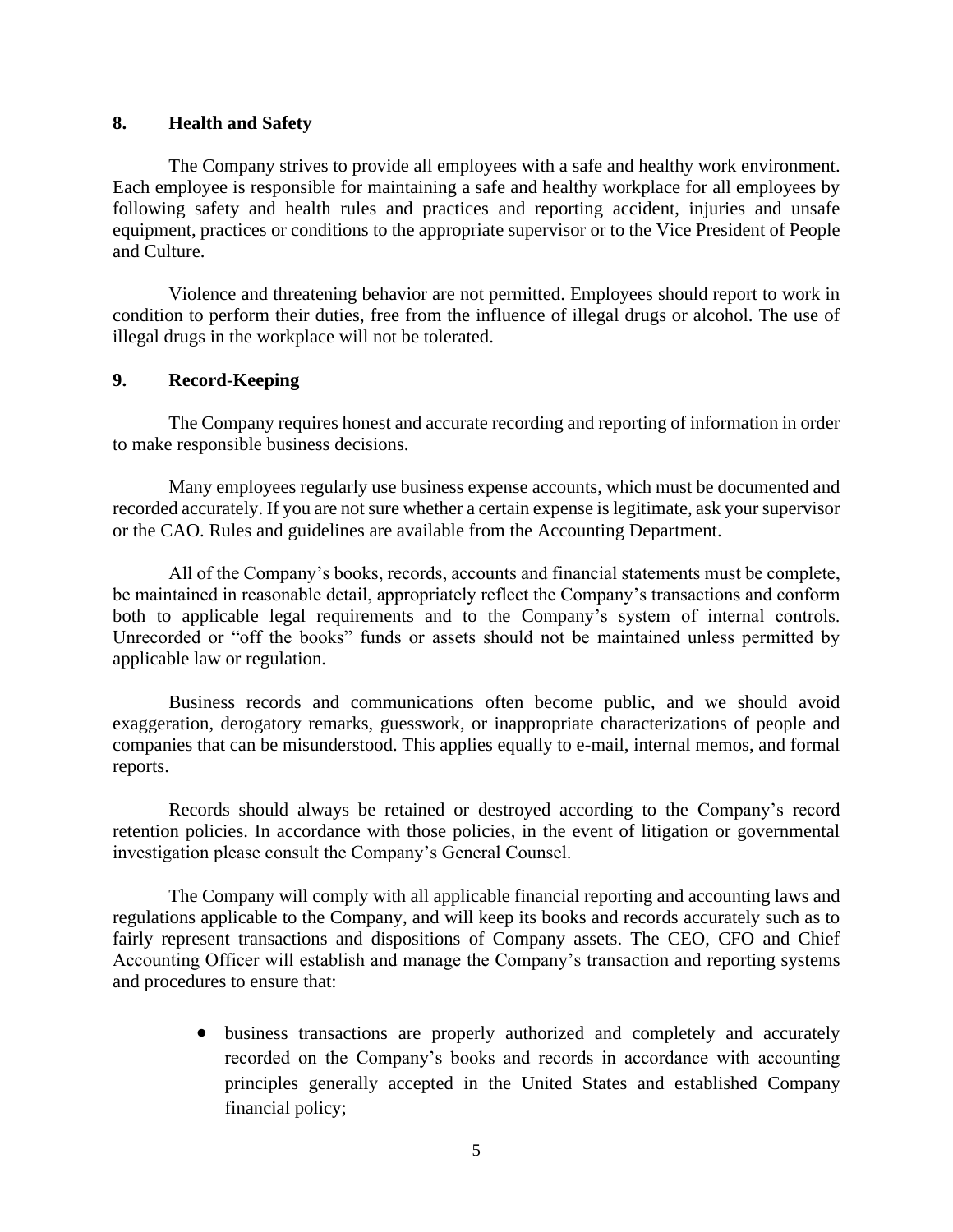## 8. Health and Safety

The Company strives to provide all employees with a safe and healthy work environment. Each employee is responsible for maintaining a safe and healthy workplace for all employees by following safety and health rules and practices and reporting accident, injuries and unsafe equipment, practices or conditions to the appropriate supervisor or to the Vice President of People and Culture.

Violence and threatening behavior are not permitted. Employees should report to work in condition to perform their duties, free from the influence of illegal drugs or alcohol. The use of illegal drugs in the workplace will not be tolerated.

## 9. Record-Keeping

The Company requires honest and accurate recording and reporting of information in order to make responsible business decisions.

Many employees regularly use business expense accounts, which must be documented and recorded accurately. If you are not sure whether a certain expense is legitimate, ask your supervisor or the CAO. Rules and guidelines are available from the Accounting Department.

All of the Company's books, records, accounts and financial statements must be complete, be maintained in reasonable detail, appropriately reflect the Company's transactions and conform both to applicable legal requirements and to the Company's system of internal controls. Unrecorded or "off the books" funds or assets should not be maintained unless permitted by applicable law or regulation.

Business records and communications often become public, and we should avoid exaggeration, derogatory remarks, guesswork, or inappropriate characterizations of people and companies that can be misunderstood. This applies equally to e-mail, internal memos, and formal reports.

Records should always be retained or destroyed according to the Company's record retention policies. In accordance with those policies, in the event of litigation or governmental investigation please consult the Company's General Counsel.

The Company will comply with all applicable financial reporting and accounting laws and regulations applicable to the Company, and will keep its books and records accurately such as to fairly represent transactions and dispositions of Company assets. The CEO, CFO and Chief Accounting Officer will establish and manage the Company's transaction and reporting systems and procedures to ensure that:

- business transactions are properly authorized and completely and accurately recorded on the Company's books and records in accordance with accounting principles generally accepted in the United States and established Company financial policy;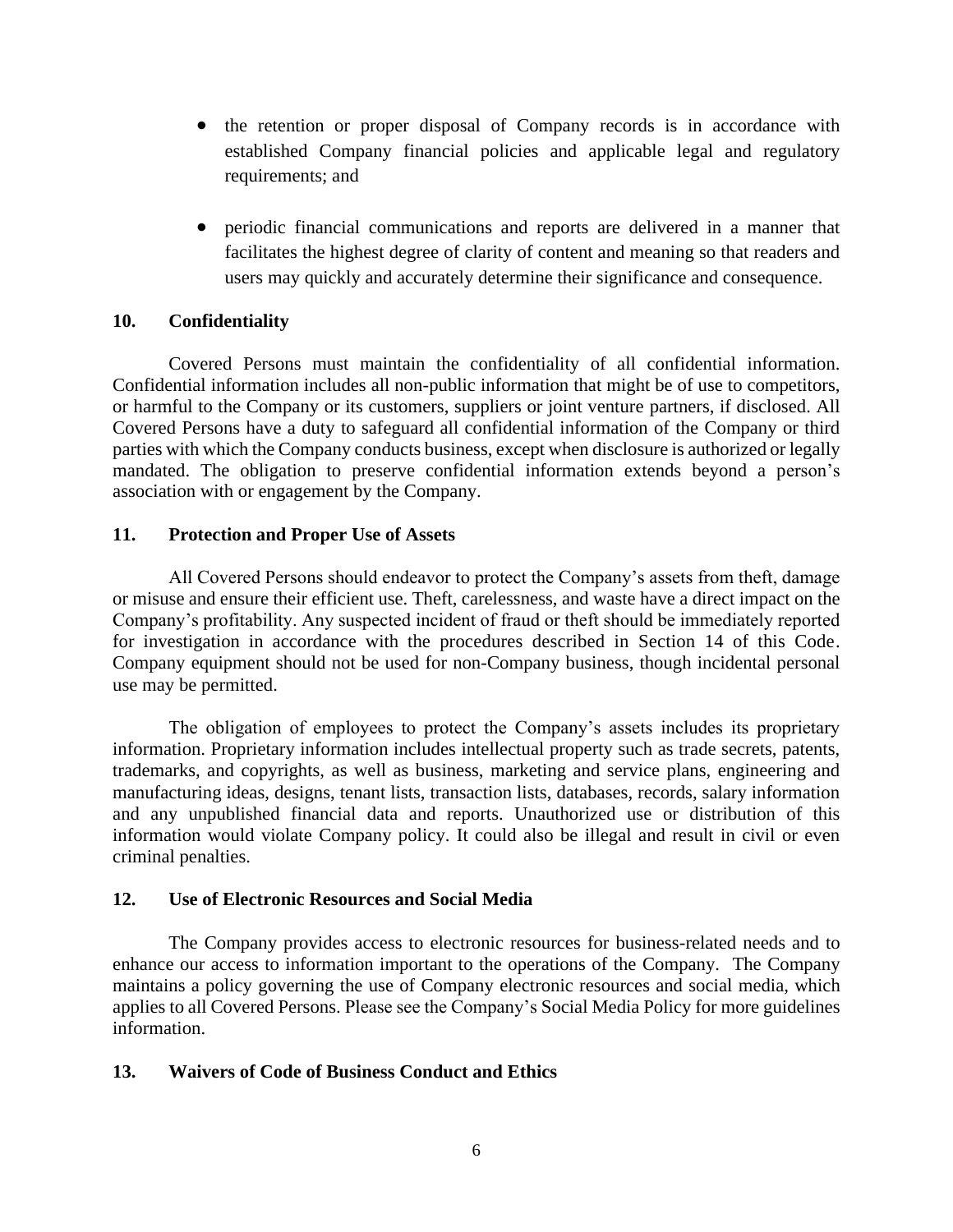- the retention or proper disposal of Company records is in accordance with established Company financial policies and applicable legal and regulatory requirements; and

- periodic financial communications and reports are delivered in a manner that facilitates the highest degree of clarity of content and meaning so that readers and users may quickly and accurately determine their significance and consequence.

## 10. Confidentiality

Covered Persons must maintain the confidentiality of all confidential information. Confidential information includes all non-public information that might be of use to competitors, or harmful to the Company or its customers, suppliers or joint venture partners, if disclosed. All Covered Persons have a duty to safeguard all confidential information of the Company or third parties with which the Company conducts business, except when disclosure is authorized or legally mandated. The obligation to preserve confidential information extends beyond a person's association with or engagement by the Company.

## 11. Protection and Proper Use of Assets

All Covered Persons should endeavor to protect the Company's assets from theft, damage or misuse and ensure their efficient use. Theft, carelessness, and waste have a direct impact on the Company's profitability. Any suspected incident of fraud or theft should be immediately reported for investigation in accordance with the procedures described in Section 14 of this Code. Company equipment should not be used for non-Company business, though incidental personal use may be permitted.

The obligation of employees to protect the Company's assets includes its proprietary information. Proprietary information includes intellectual property such as trade secrets, patents, trademarks, and copyrights, as well as business, marketing and service plans, engineering and manufacturing ideas, designs, tenant lists, transaction lists, databases, records, salary information and any unpublished financial data and reports. Unauthorized use or distribution of this information would violate Company policy. It could also be illegal and result in civil or even criminal penalties.

## 12. Use of Electronic Resources and Social Media

The Company provides access to electronic resources for business-related needs and to enhance our access to information important to the operations of the Company. The Company maintains a policy governing the use of Company electronic resources and social media, which applies to all Covered Persons. Please see the Company's Social Media Policy for more guidelines information.

## 13. Waivers of Code of Business Conduct and Ethics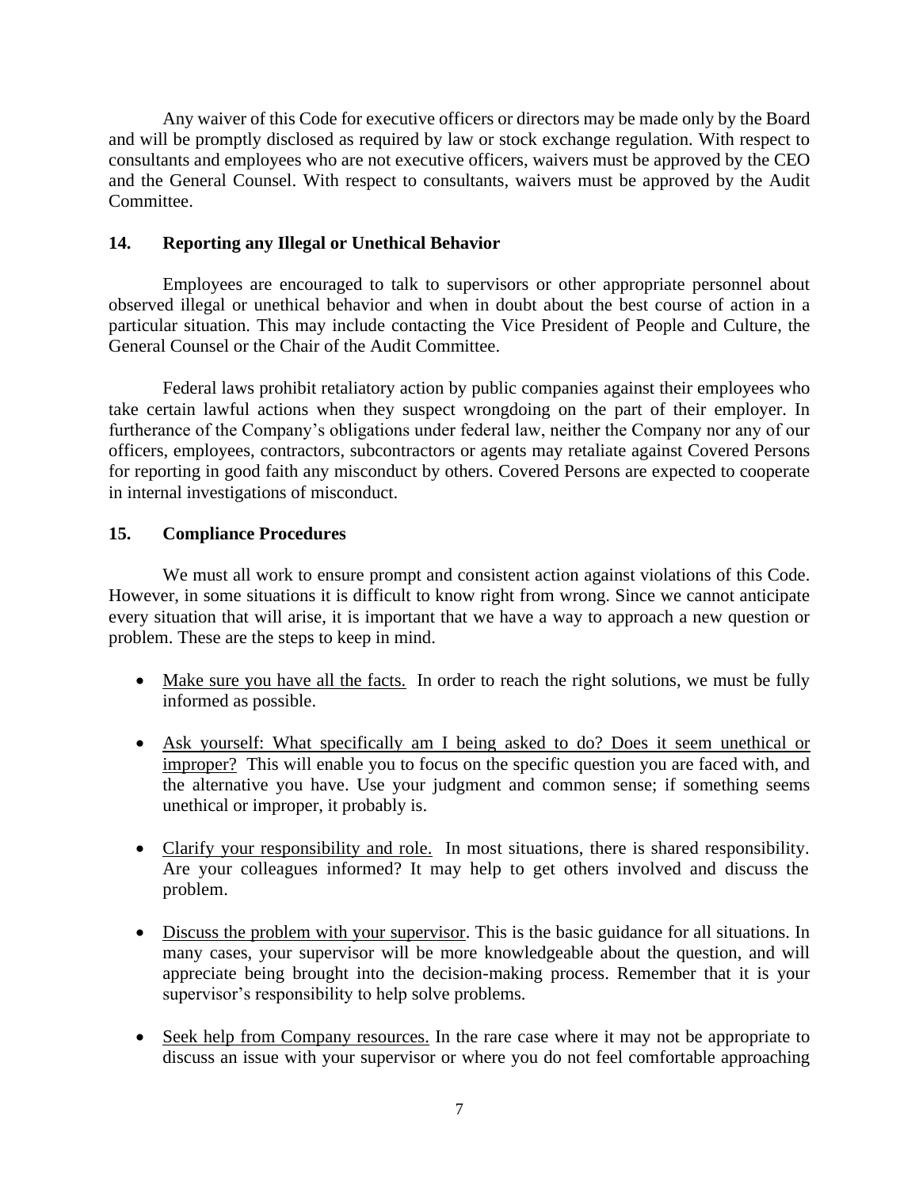Any waiver of this Code for executive officers or directors may be made only by the Board and will be promptly disclosed as required by law or stock exchange regulation. With respect to consultants and employees who are not executive officers, waivers must be approved by the CEO and the General Counsel. With respect to consultants, waivers must be approved by the Audit Committee.

## 14. Reporting any Illegal or Unethical Behavior

Employees are encouraged to talk to supervisors or other appropriate personnel about observed illegal or unethical behavior and when in doubt about the best course of action in a particular situation. This may include contacting the Vice President of People and Culture, the General Counsel or the Chair of the Audit Committee.

Federal laws prohibit retaliatory action by public companies against their employees who take certain lawful actions when they suspect wrongdoing on the part of their employer. In furtherance of the Company's obligations under federal law, neither the Company nor any of our officers, employees, contractors, subcontractors or agents may retaliate against Covered Persons for reporting in good faith any misconduct by others. Covered Persons are expected to cooperate in internal investigations of misconduct.

## 15. Compliance Procedures

We must all work to ensure prompt and consistent action against violations of this Code. However, in some situations it is difficult to know right from wrong. Since we cannot anticipate every situation that will arise, it is important that we have a way to approach a new question or problem. These are the steps to keep in mind.

- <u>Make sure you have all the facts.</u> In order to reach the right solutions, we must be fully informed as possible.

- <u>Ask yourself: What specifically am I being asked to do? Does it seem unethical or improper?</u> This will enable you to focus on the specific question you are faced with, and the alternative you have. Use your judgment and common sense; if something seems unethical or improper, it probably is.

- <u>Clarify your responsibility and role.</u> In most situations, there is shared responsibility. Are your colleagues informed? It may help to get others involved and discuss the problem.

- <u>Discuss the problem with your supervisor</u>. This is the basic guidance for all situations. In many cases, your supervisor will be more knowledgeable about the question, and will appreciate being brought into the decision-making process. Remember that it is your supervisor's responsibility to help solve problems.

- <u>Seek help from Company resources.</u> In the rare case where it may not be appropriate to discuss an issue with your supervisor or where you do not feel comfortable approaching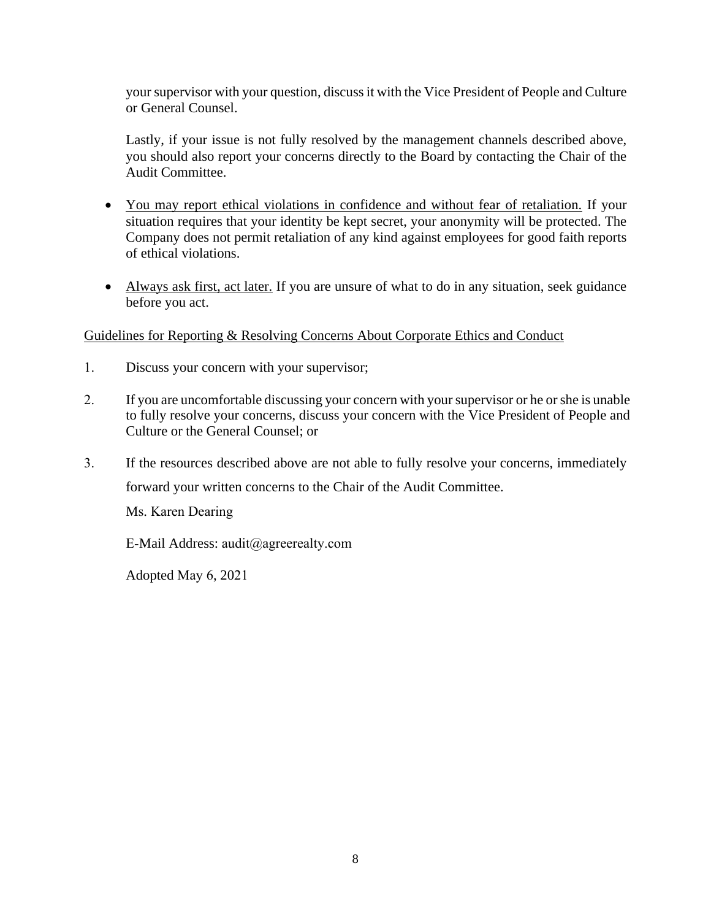your supervisor with your question, discuss it with the Vice President of People and Culture or General Counsel.

Lastly, if your issue is not fully resolved by the management channels described above, you should also report your concerns directly to the Board by contacting the Chair of the Audit Committee.

- You may report ethical violations in confidence and without fear of retaliation. If your situation requires that your identity be kept secret, your anonymity will be protected. The Company does not permit retaliation of any kind against employees for good faith reports of ethical violations.

- Always ask first, act later. If you are unsure of what to do in any situation, seek guidance before you act.

Guidelines for Reporting & Resolving Concerns About Corporate Ethics and Conduct

1. Discuss your concern with your supervisor;

2. If you are uncomfortable discussing your concern with your supervisor or he or she is unable to fully resolve your concerns, discuss your concern with the Vice President of People and Culture or the General Counsel; or

3. If the resources described above are not able to fully resolve your concerns, immediately forward your written concerns to the Chair of the Audit Committee.

   Ms. Karen Dearing

   E-Mail Address: audit@agreerealty.com

   Adopted May 6, 2021